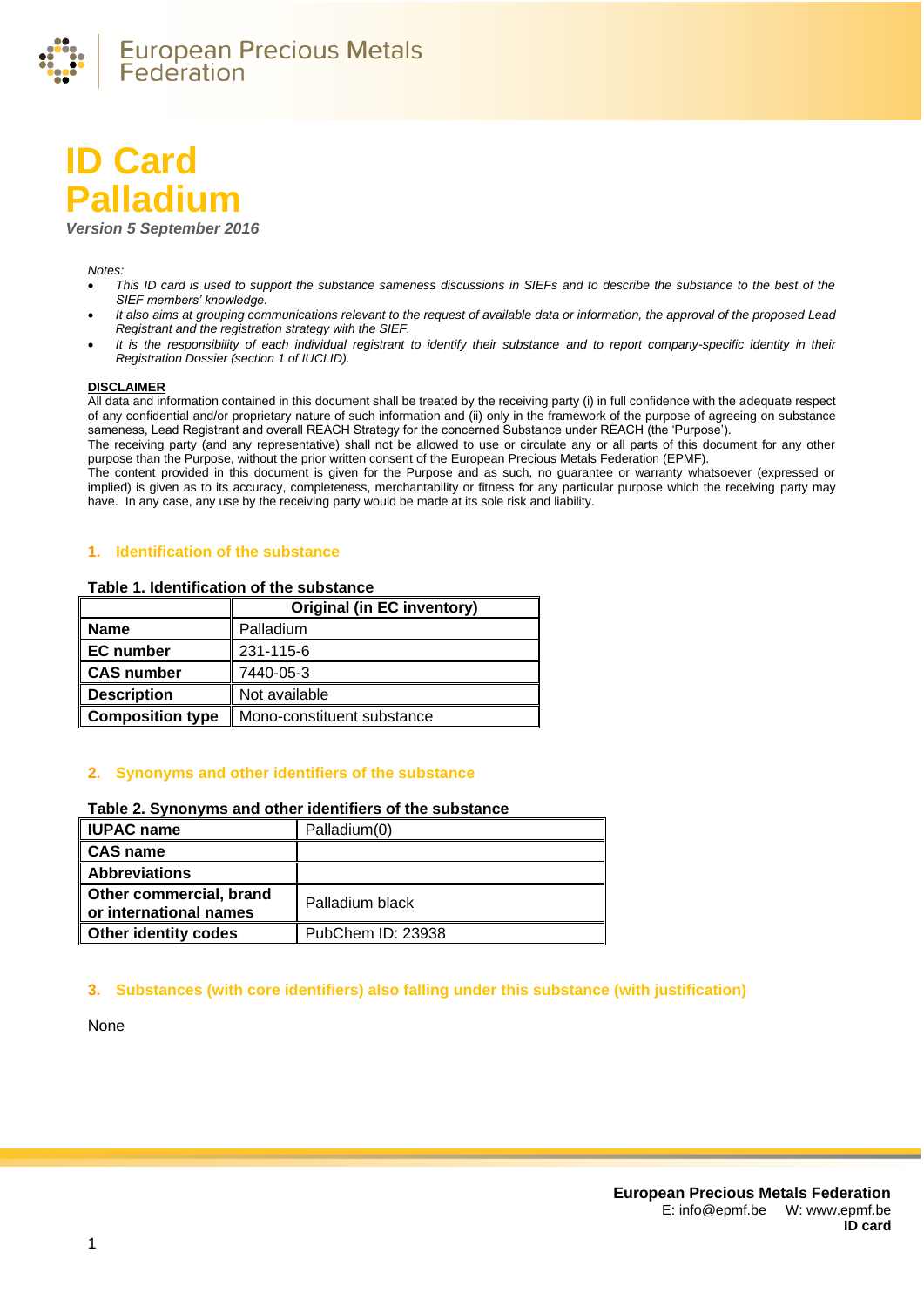# ID Card Palladium

*Version 5 September 2016*

*Notes:*

- *This ID card is used to support the substance sameness discussions in SIEFs and to describe the substance to the best of the SIEF members' knowledge.*
- *It also aims at grouping communications relevant to the request of available data or information, the approval of the proposed Lead Registrant and the registration strategy with the SIEF.*
- *It is the responsibility of each individual registrant to identify their substance and to report company-specific identity in their Registration Dossier (section 1 of IUCLID).*

**DISCLAIMER**

All data and information contained in this document shall be treated by the receiving party (i) in full confidence with the adequate respect of any confidential and/or proprietary nature of such information and (ii) only in the framework of the purpose of agreeing on substance sameness, Lead Registrant and overall REACH Strategy for the concerned Substance under REACH (the 'Purpose').

The receiving party (and any representative) shall not be allowed to use or circulate any or all parts of this document for any other purpose than the Purpose, without the prior written consent of the European Precious Metals Federation (EPMF).

The content provided in this document is given for the Purpose and as such, no guarantee or warranty whatsoever (expressed or implied) is given as to its accuracy, completeness, merchantability or fitness for any particular purpose which the receiving party may have. In any case, any use by the receiving party would be made at its sole risk and liability.

## 1. Identification of the substance

**Table 1. Identification of the substance**

| | Original (in EC inventory) |
|---|---|
| **Name** | Palladium |
| **EC number** | 231-115-6 |
| **CAS number** | 7440-05-3 |
| **Description** | Not available |
| **Composition type** | Mono-constituent substance |

## 2. Synonyms and other identifiers of the substance

**Table 2. Synonyms and other identifiers of the substance**

| | |
|---|---|
| **IUPAC name** | Palladium(0) |
| **CAS name** | |
| **Abbreviations** | |
| **Other commercial, brand or international names** | Palladium black |
| **Other identity codes** | PubChem ID: 23938 |

## 3. Substances (with core identifiers) also falling under this substance (with justification)

None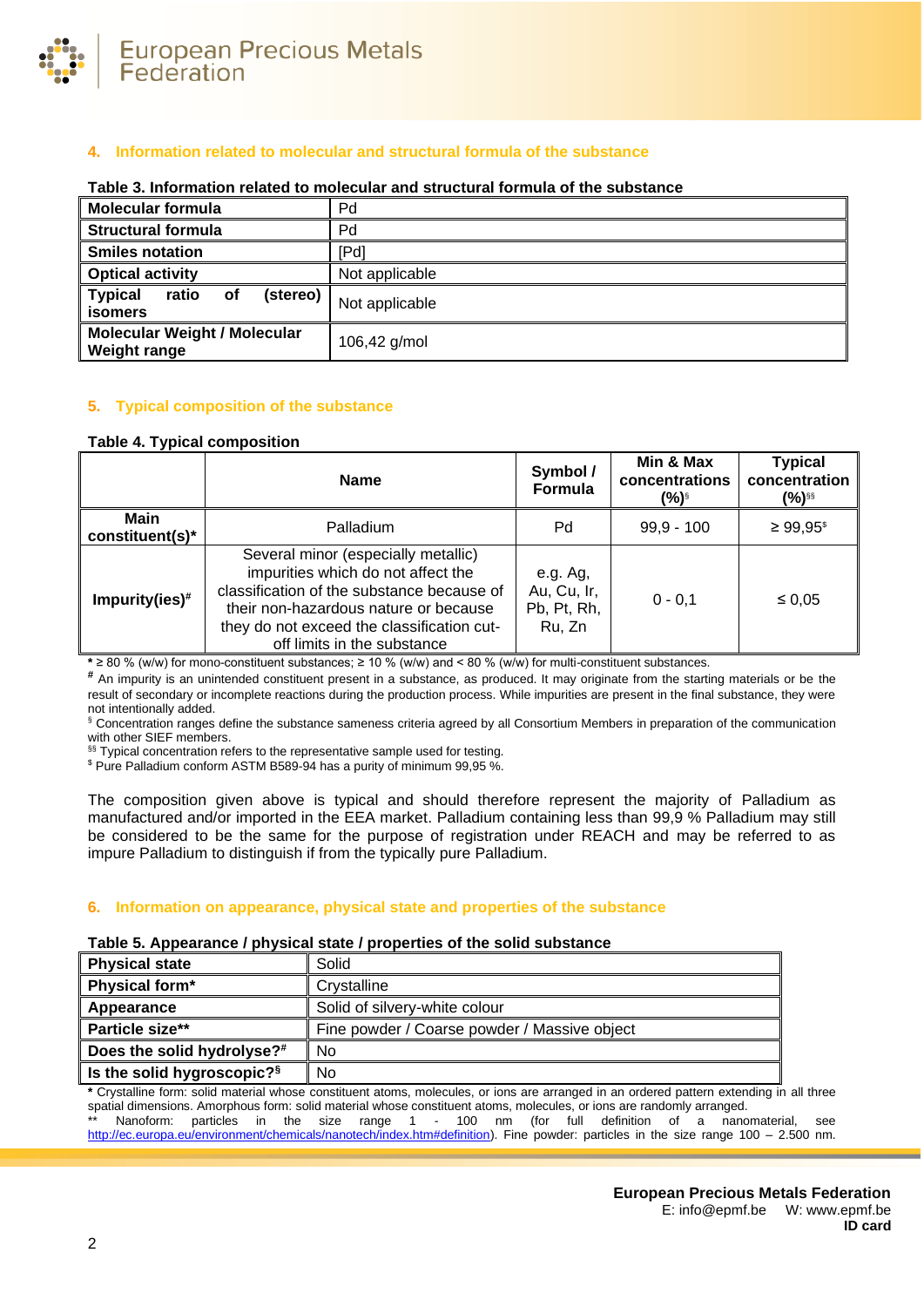## 4. Information related to molecular and structural formula of the substance

**Table 3. Information related to molecular and structural formula of the substance**

| | |
|---|---|
| **Molecular formula** | Pd |
| **Structural formula** | Pd |
| **Smiles notation** | [Pd] |
| **Optical activity** | Not applicable |
| **Typical ratio of (stereo) isomers** | Not applicable |
| **Molecular Weight / Molecular Weight range** | 106,42 g/mol |

## 5. Typical composition of the substance

**Table 4. Typical composition**

| | Name | Symbol / Formula | Min & Max concentrations (%)[§] | Typical concentration (%)[§§] |
|---|---|---|---|---|
| **Main constituent(s)*** | Palladium | Pd | 99,9 - 100 | ≥ 99,95[$] |
| **Impurity(ies)[#]** | Several minor (especially metallic) impurities which do not affect the classification of the substance because of their non-hazardous nature or because they do not exceed the classification cut-off limits in the substance | e.g. Ag, Au, Cu, Ir, Pb, Pt, Rh, Ru, Zn | 0 - 0,1 | ≤ 0,05 |

**\*** ≥ 80 % (w/w) for mono-constituent substances; ≥ 10 % (w/w) and < 80 % (w/w) for multi-constituent substances.

[#] An impurity is an unintended constituent present in a substance, as produced. It may originate from the starting materials or be the result of secondary or incomplete reactions during the production process. While impurities are present in the final substance, they were not intentionally added.

[§] Concentration ranges define the substance sameness criteria agreed by all Consortium Members in preparation of the communication with other SIEF members.

[§§] Typical concentration refers to the representative sample used for testing.

[$] Pure Palladium conform ASTM B589-94 has a purity of minimum 99,95 %.

The composition given above is typical and should therefore represent the majority of Palladium as manufactured and/or imported in the EEA market. Palladium containing less than 99,9 % Palladium may still be considered to be the same for the purpose of registration under REACH and may be referred to as impure Palladium to distinguish if from the typically pure Palladium.

## 6. Information on appearance, physical state and properties of the substance

**Table 5. Appearance / physical state / properties of the solid substance**

| | |
|---|---|
| **Physical state** | Solid |
| **Physical form*** | Crystalline |
| **Appearance** | Solid of silvery-white colour |
| **Particle size**** | Fine powder / Coarse powder / Massive object |
| **Does the solid hydrolyse?[#]** | No |
| **Is the solid hygroscopic?[§]** | No |

**\*** Crystalline form: solid material whose constituent atoms, molecules, or ions are arranged in an ordered pattern extending in all three spatial dimensions. Amorphous form: solid material whose constituent atoms, molecules, or ions are randomly arranged.

\*\* Nanoform: particles in the size range 1 - 100 nm (for full definition of a nanomaterial, see http://ec.europa.eu/environment/chemicals/nanotech/index.htm#definition). Fine powder: particles in the size range 100 – 2.500 nm.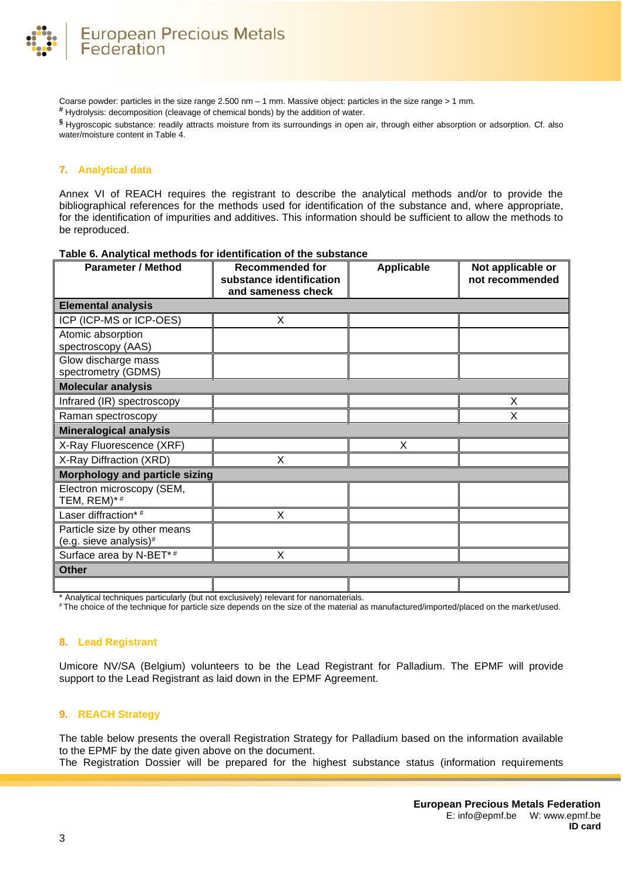Coarse powder: particles in the size range 2.500 nm – 1 mm. Massive object: particles in the size range > 1 mm.

# Hydrolysis: decomposition (cleavage of chemical bonds) by the addition of water.

§ Hygroscopic substance: readily attracts moisture from its surroundings in open air, through either absorption or adsorption. Cf. also water/moisture content in Table 4.

## 7. Analytical data

Annex VI of REACH requires the registrant to describe the analytical methods and/or to provide the bibliographical references for the methods used for identification of the substance and, where appropriate, for the identification of impurities and additives. This information should be sufficient to allow the methods to be reproduced.

**Table 6. Analytical methods for identification of the substance**

| Parameter / Method | Recommended for substance identification and sameness check | Applicable | Not applicable or not recommended |
|---|---|---|---|
| **Elemental analysis** | | | |
| ICP (ICP-MS or ICP-OES) | X | | |
| Atomic absorption spectroscopy (AAS) | | | |
| Glow discharge mass spectrometry (GDMS) | | | |
| **Molecular analysis** | | | |
| Infrared (IR) spectroscopy | | | X |
| Raman spectroscopy | | | X |
| **Mineralogical analysis** | | | |
| X-Ray Fluorescence (XRF) | | X | |
| X-Ray Diffraction (XRD) | X | | |
| **Morphology and particle sizing** | | | |
| Electron microscopy (SEM, TEM, REM)* # | | | |
| Laser diffraction* # | X | | |
| Particle size by other means (e.g. sieve analysis)# | | | |
| Surface area by N-BET* # | X | | |
| **Other** | | | |
| | | | |

\* Analytical techniques particularly (but not exclusively) relevant for nanomaterials.

# The choice of the technique for particle size depends on the size of the material as manufactured/imported/placed on the market/used.

## 8. Lead Registrant

Umicore NV/SA (Belgium) volunteers to be the Lead Registrant for Palladium. The EPMF will provide support to the Lead Registrant as laid down in the EPMF Agreement.

## 9. REACH Strategy

The table below presents the overall Registration Strategy for Palladium based on the information available to the EPMF by the date given above on the document.

The Registration Dossier will be prepared for the highest substance status (information requirements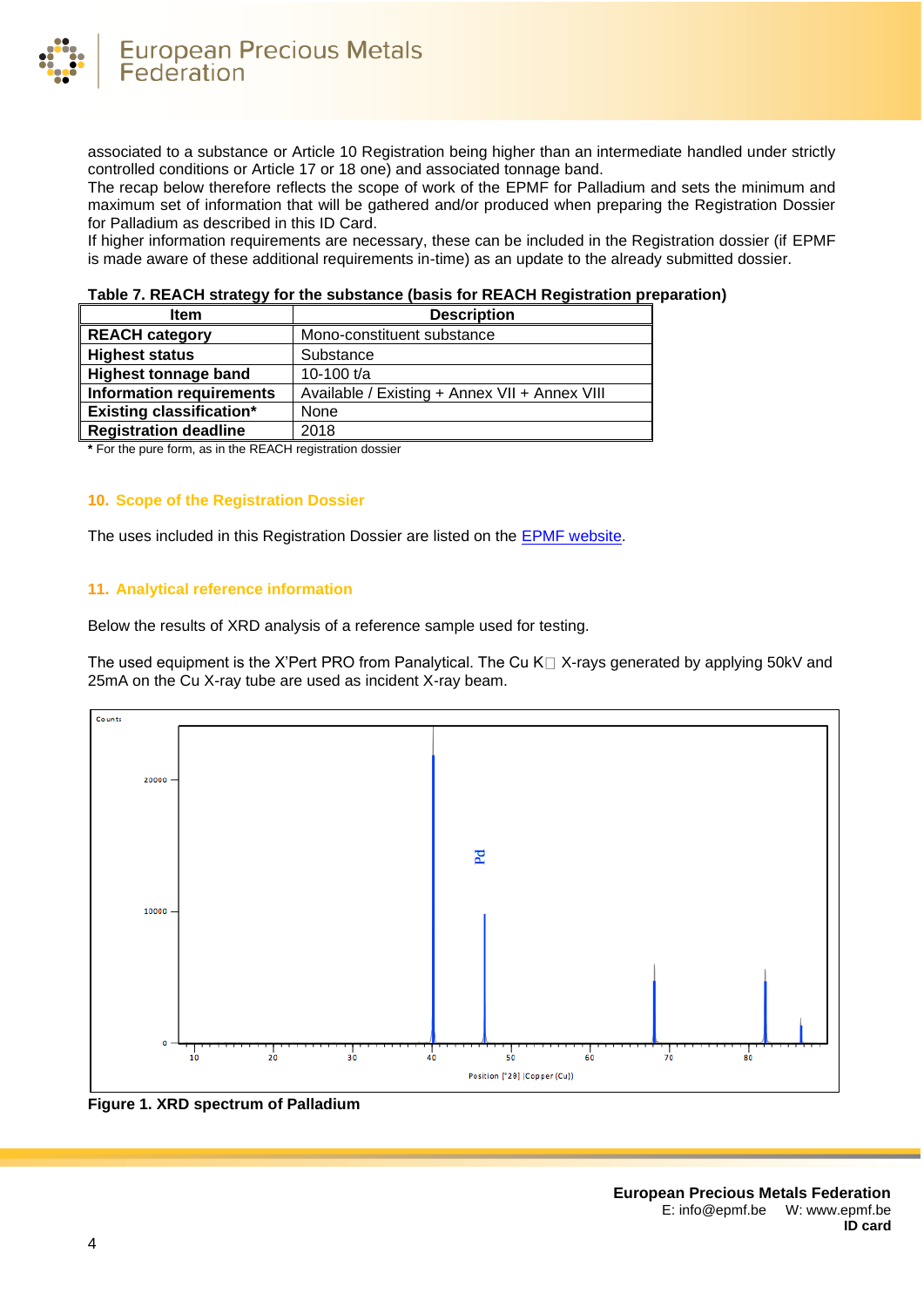associated to a substance or Article 10 Registration being higher than an intermediate handled under strictly controlled conditions or Article 17 or 18 one) and associated tonnage band.
The recap below therefore reflects the scope of work of the EPMF for Palladium and sets the minimum and maximum set of information that will be gathered and/or produced when preparing the Registration Dossier for Palladium as described in this ID Card.
If higher information requirements are necessary, these can be included in the Registration dossier (if EPMF is made aware of these additional requirements in-time) as an update to the already submitted dossier.

**Table 7. REACH strategy for the substance (basis for REACH Registration preparation)**

| Item | Description |
|---|---|
| **REACH category** | Mono-constituent substance |
| **Highest status** | Substance |
| **Highest tonnage band** | 10-100 t/a |
| **Information requirements** | Available / Existing + Annex VII + Annex VIII |
| **Existing classification*** | None |
| **Registration deadline** | 2018 |

* For the pure form, as in the REACH registration dossier

## 10. Scope of the Registration Dossier

The uses included in this Registration Dossier are listed on the EPMF website.

## 11. Analytical reference information

Below the results of XRD analysis of a reference sample used for testing.

The used equipment is the X'Pert PRO from Panalytical. The Cu K□ X-rays generated by applying 50kV and 25mA on the Cu X-ray tube are used as incident X-ray beam.

Counts
20000
10000
0
Pd
10
20
30
40
50
60
70
80
Position [°2θ] (Copper (Cu))

**Figure 1. XRD spectrum of Palladium**